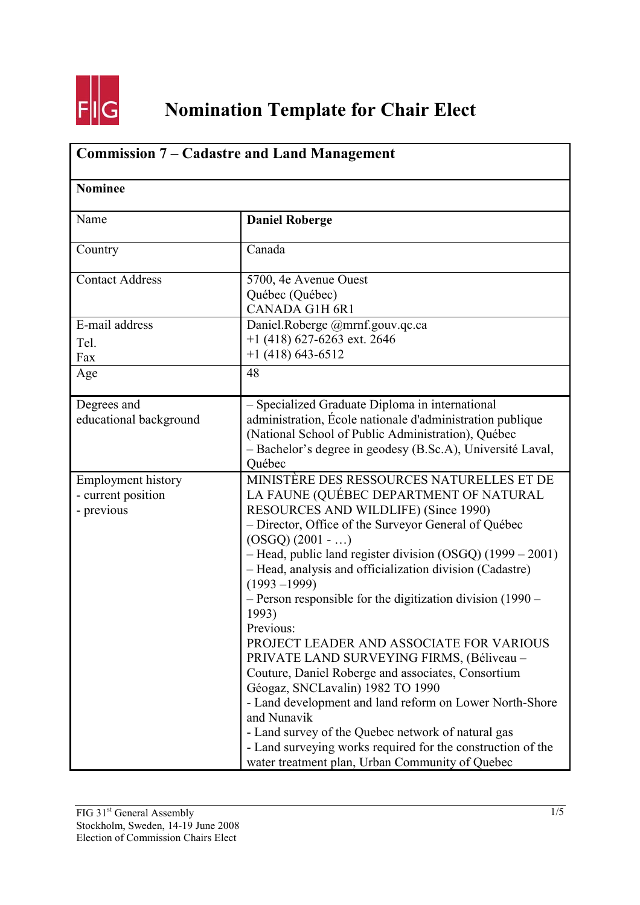# Nomination Template for Chair Elect

| **Commission 7 – Cadastre and Land Management** | |
|---|---|
| **Nominee** | |
| Name | **Daniel Roberge** |
| Country | Canada |
| Contact Address | 5700, 4e Avenue Ouest<br>Québec (Québec)<br>CANADA G1H 6R1 |
| E-mail address<br>Tel.<br>Fax | Daniel.Roberge @mrnf.gouv.qc.ca<br>+1 (418) 627-6263 ext. 2646<br>+1 (418) 643-6512 |
| Age | 48 |
| Degrees and educational background | – Specialized Graduate Diploma in international administration, École nationale d'administration publique (National School of Public Administration), Québec<br>– Bachelor's degree in geodesy (B.Sc.A), Université Laval, Québec |
| Employment history<br>- current position<br>- previous | MINISTÈRE DES RESSOURCES NATURELLES ET DE LA FAUNE (QUÉBEC DEPARTMENT OF NATURAL RESOURCES AND WILDLIFE) (Since 1990)<br>– Director, Office of the Surveyor General of Québec (OSGQ) (2001 - …)<br>– Head, public land register division (OSGQ) (1999 – 2001)<br>– Head, analysis and officialization division (Cadastre) (1993 –1999)<br>– Person responsible for the digitization division (1990 – 1993)<br>Previous:<br>PROJECT LEADER AND ASSOCIATE FOR VARIOUS PRIVATE LAND SURVEYING FIRMS, (Béliveau – Couture, Daniel Roberge and associates, Consortium Géogaz, SNCLavalin) 1982 TO 1990<br>- Land development and land reform on Lower North-Shore and Nunavik<br>- Land survey of the Quebec network of natural gas<br>- Land surveying works required for the construction of the water treatment plan, Urban Community of Quebec |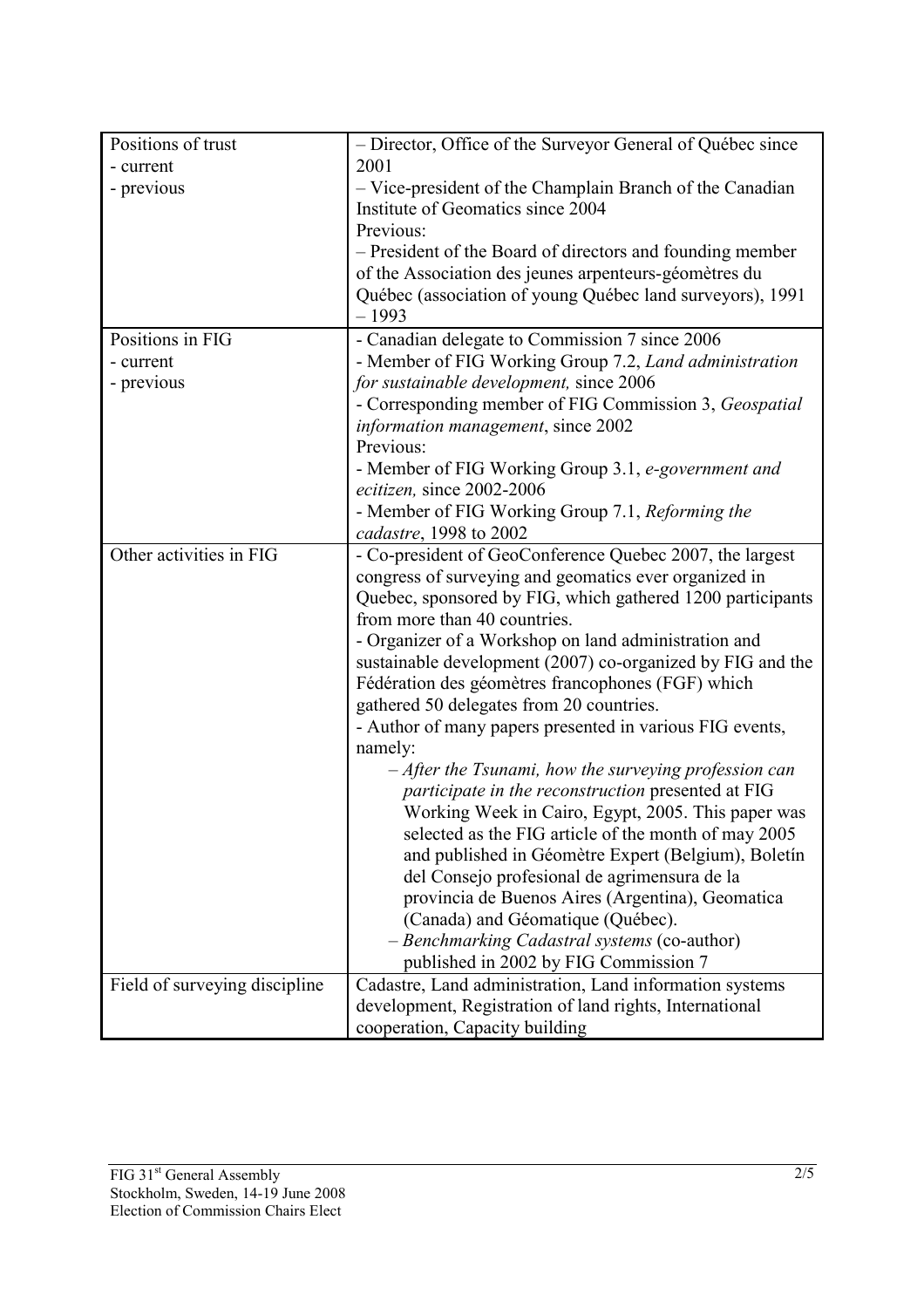| Positions of trust<br>- current<br>- previous | – Director, Office of the Surveyor General of Québec since 2001<br>– Vice-president of the Champlain Branch of the Canadian Institute of Geomatics since 2004<br>Previous:<br>– President of the Board of directors and founding member of the Association des jeunes arpenteurs-géomètres du Québec (association of young Québec land surveyors), 1991 – 1993 |
|---|---|
| Positions in FIG<br>- current<br>- previous | - Canadian delegate to Commission 7 since 2006<br>- Member of FIG Working Group 7.2, *Land administration for sustainable development,* since 2006<br>- Corresponding member of FIG Commission 3, *Geospatial information management*, since 2002<br>Previous:<br>- Member of FIG Working Group 3.1, *e-government and ecitizen,* since 2002-2006<br>- Member of FIG Working Group 7.1, *Reforming the cadastre*, 1998 to 2002 |
| Other activities in FIG | - Co-president of GeoConference Quebec 2007, the largest congress of surveying and geomatics ever organized in Quebec, sponsored by FIG, which gathered 1200 participants from more than 40 countries.<br>- Organizer of a Workshop on land administration and sustainable development (2007) co-organized by FIG and the Fédération des géomètres francophones (FGF) which gathered 50 delegates from 20 countries.<br>- Author of many papers presented in various FIG events, namely:<br>– *After the Tsunami, how the surveying profession can participate in the reconstruction* presented at FIG Working Week in Cairo, Egypt, 2005. This paper was selected as the FIG article of the month of may 2005 and published in Géomètre Expert (Belgium), Boletín del Consejo profesional de agrimensura de la provincia de Buenos Aires (Argentina), Geomatica (Canada) and Géomatique (Québec).<br>– *Benchmarking Cadastral systems* (co-author) published in 2002 by FIG Commission 7 |
| Field of surveying discipline | Cadastre, Land administration, Land information systems development, Registration of land rights, International cooperation, Capacity building |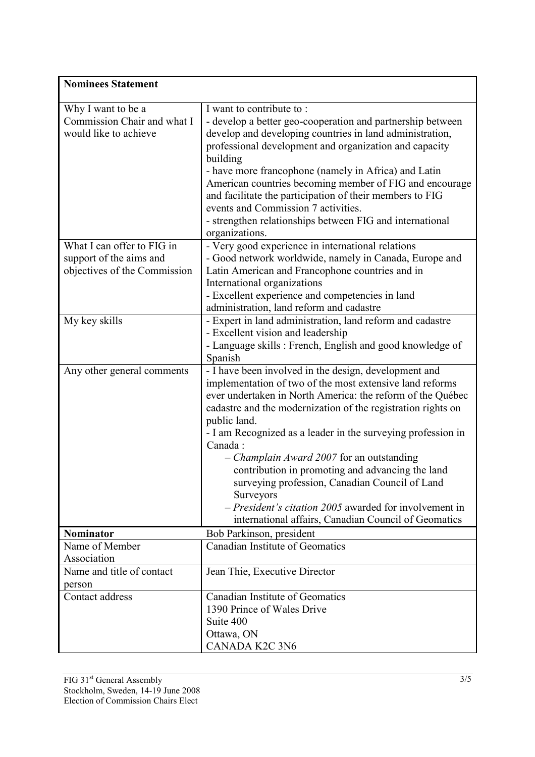| **Nominees Statement** | |
|---|---|
| Why I want to be a Commission Chair and what I would like to achieve | I want to contribute to :<br>- develop a better geo-cooperation and partnership between develop and developing countries in land administration, professional development and organization and capacity building<br>- have more francophone (namely in Africa) and Latin American countries becoming member of FIG and encourage and facilitate the participation of their members to FIG events and Commission 7 activities.<br>- strengthen relationships between FIG and international organizations. |
| What I can offer to FIG in support of the aims and objectives of the Commission | - Very good experience in international relations<br>- Good network worldwide, namely in Canada, Europe and Latin American and Francophone countries and in International organizations<br>- Excellent experience and competencies in land administration, land reform and cadastre |
| My key skills | - Expert in land administration, land reform and cadastre<br>- Excellent vision and leadership<br>- Language skills : French, English and good knowledge of Spanish |
| Any other general comments | - I have been involved in the design, development and implementation of two of the most extensive land reforms ever undertaken in North America: the reform of the Québec cadastre and the modernization of the registration rights on public land.<br>- I am Recognized as a leader in the surveying profession in Canada :<br>– *Champlain Award 2007* for an outstanding contribution in promoting and advancing the land surveying profession, Canadian Council of Land Surveyors<br>– *President's citation 2005* awarded for involvement in international affairs, Canadian Council of Geomatics |
| **Nominator** | Bob Parkinson, president |
| Name of Member Association | Canadian Institute of Geomatics |
| Name and title of contact person | Jean Thie, Executive Director |
| Contact address | Canadian Institute of Geomatics<br>1390 Prince of Wales Drive<br>Suite 400<br>Ottawa, ON<br>CANADA K2C 3N6 |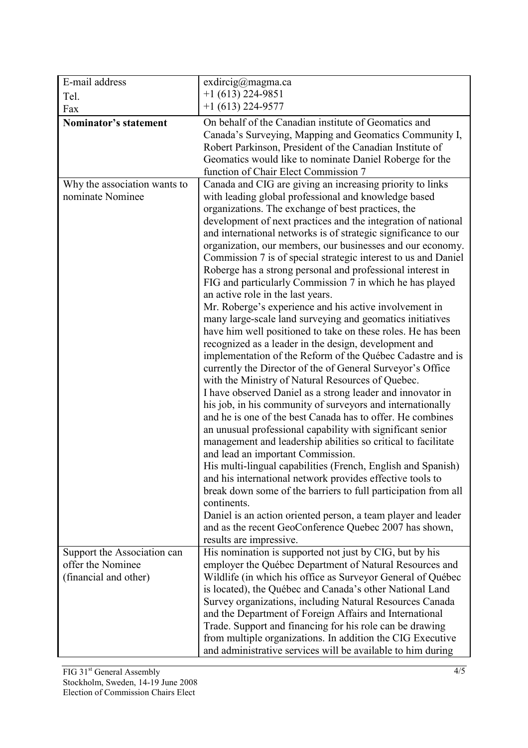| | |
|---|---|
| E-mail address<br>Tel.<br>Fax | exdircig@magma.ca<br>+1 (613) 224-9851<br>+1 (613) 224-9577 |
| **Nominator's statement** | On behalf of the Canadian institute of Geomatics and Canada's Surveying, Mapping and Geomatics Community I, Robert Parkinson, President of the Canadian Institute of Geomatics would like to nominate Daniel Roberge for the function of Chair Elect Commission 7 |
| Why the association wants to nominate Nominee | Canada and CIG are giving an increasing priority to links with leading global professional and knowledge based organizations. The exchange of best practices, the development of next practices and the integration of national and international networks is of strategic significance to our organization, our members, our businesses and our economy. Commission 7 is of special strategic interest to us and Daniel Roberge has a strong personal and professional interest in FIG and particularly Commission 7 in which he has played an active role in the last years.<br>Mr. Roberge's experience and his active involvement in many large-scale land surveying and geomatics initiatives have him well positioned to take on these roles. He has been recognized as a leader in the design, development and implementation of the Reform of the Québec Cadastre and is currently the Director of the of General Surveyor's Office with the Ministry of Natural Resources of Quebec.<br>I have observed Daniel as a strong leader and innovator in his job, in his community of surveyors and internationally and he is one of the best Canada has to offer. He combines an unusual professional capability with significant senior management and leadership abilities so critical to facilitate and lead an important Commission.<br>His multi-lingual capabilities (French, English and Spanish) and his international network provides effective tools to break down some of the barriers to full participation from all continents.<br>Daniel is an action oriented person, a team player and leader and as the recent GeoConference Quebec 2007 has shown, results are impressive. |
| Support the Association can offer the Nominee (financial and other) | His nomination is supported not just by CIG, but by his employer the Québec Department of Natural Resources and Wildlife (in which his office as Surveyor General of Québec is located), the Québec and Canada's other National Land Survey organizations, including Natural Resources Canada and the Department of Foreign Affairs and International Trade. Support and financing for his role can be drawing from multiple organizations. In addition the CIG Executive and administrative services will be available to him during |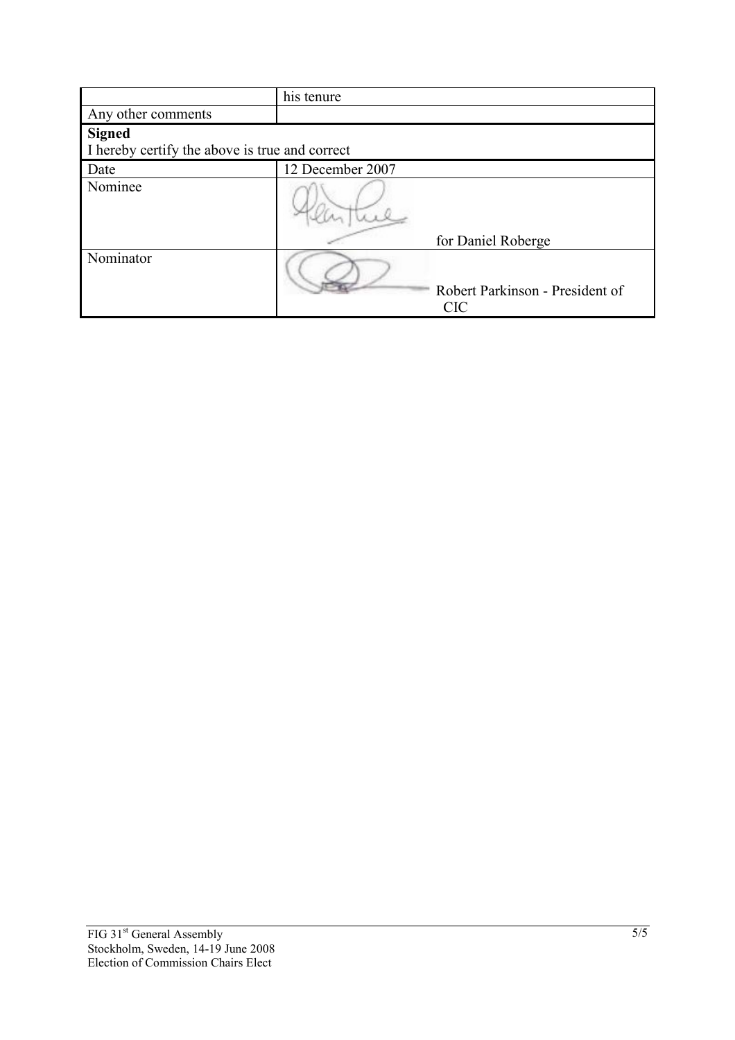| | |
|---|---|
| | his tenure |
| Any other comments | |
| **Signed**<br>I hereby certify the above is true and correct | |
| Date | 12 December 2007 |
| Nominee | for Daniel Roberge |
| Nominator | Robert Parkinson - President of CIC |